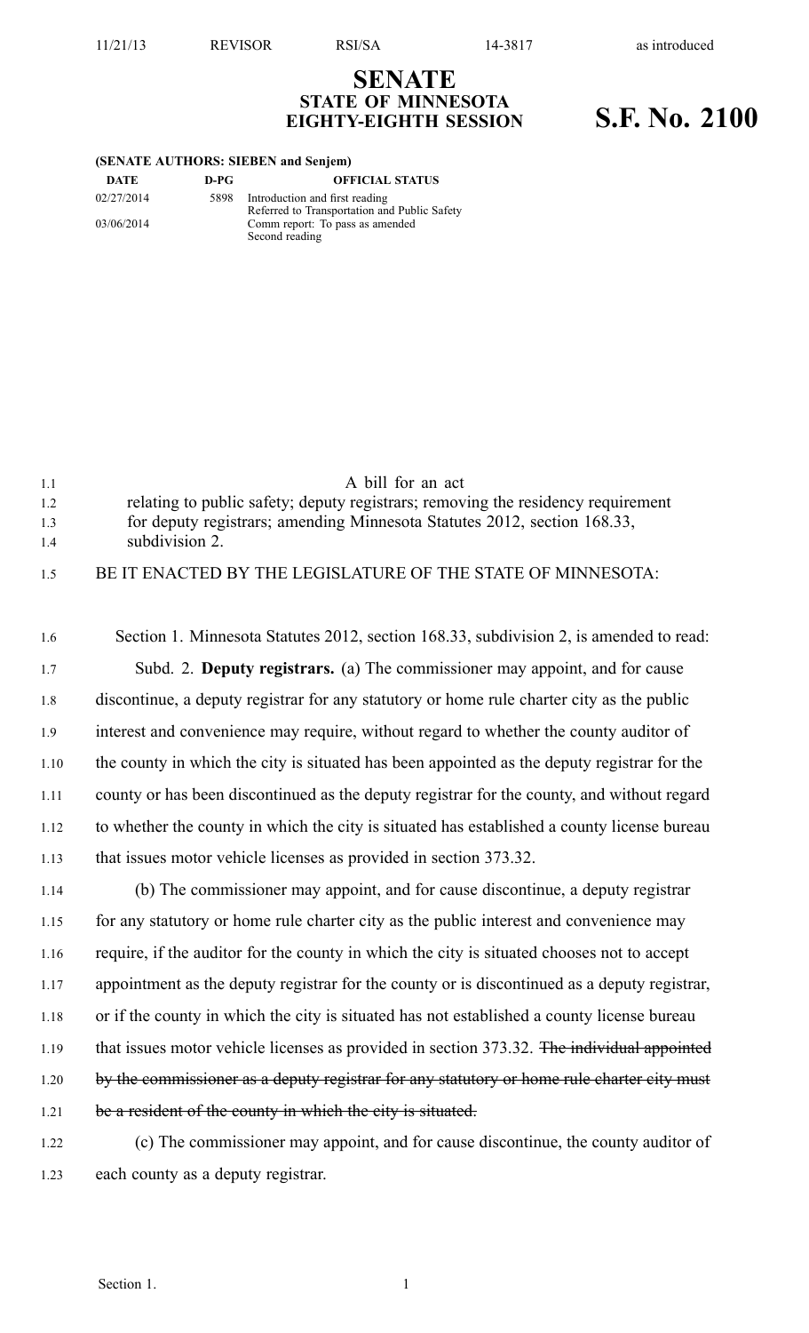# SENATE
## STATE OF MINNESOTA
## EIGHTY-EIGHTH SESSION

# S.F. No. 2100

**(SENATE AUTHORS: SIEBEN and Senjem)**

| DATE | D-PG | OFFICIAL STATUS |
|---|---|---|
| 02/27/2014 | 5898 | Introduction and first reading<br>Referred to Transportation and Public Safety |
| 03/06/2014 | | Comm report: To pass as amended<br>Second reading |

A bill for an act
relating to public safety; deputy registrars; removing the residency requirement for deputy registrars; amending Minnesota Statutes 2012, section 168.33, subdivision 2.

BE IT ENACTED BY THE LEGISLATURE OF THE STATE OF MINNESOTA:

Section 1. Minnesota Statutes 2012, section 168.33, subdivision 2, is amended to read:

Subd. 2. **Deputy registrars.** (a) The commissioner may appoint, and for cause discontinue, a deputy registrar for any statutory or home rule charter city as the public interest and convenience may require, without regard to whether the county auditor of the county in which the city is situated has been appointed as the deputy registrar for the county or has been discontinued as the deputy registrar for the county, and without regard to whether the county in which the city is situated has established a county license bureau that issues motor vehicle licenses as provided in section 373.32.

(b) The commissioner may appoint, and for cause discontinue, a deputy registrar for any statutory or home rule charter city as the public interest and convenience may require, if the auditor for the county in which the city is situated chooses not to accept appointment as the deputy registrar for the county or is discontinued as a deputy registrar, or if the county in which the city is situated has not established a county license bureau that issues motor vehicle licenses as provided in section 373.32. ~~The individual appointed by the commissioner as a deputy registrar for any statutory or home rule charter city must be a resident of the county in which the city is situated.~~

(c) The commissioner may appoint, and for cause discontinue, the county auditor of each county as a deputy registrar.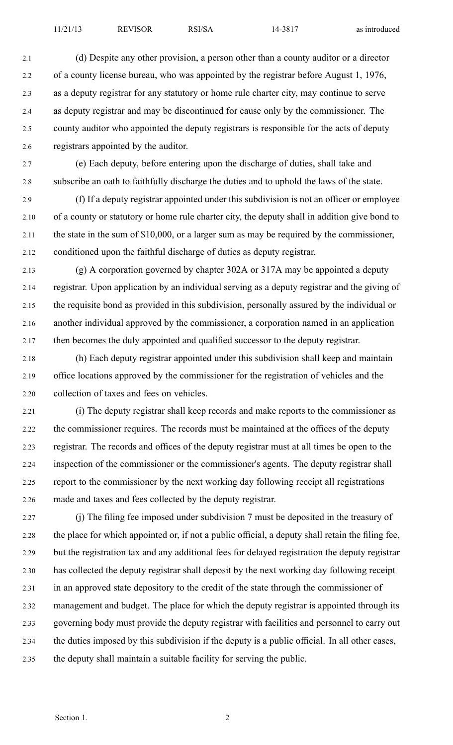(d) Despite any other provision, a person other than a county auditor or a director of a county license bureau, who was appointed by the registrar before August 1, 1976, as a deputy registrar for any statutory or home rule charter city, may continue to serve as deputy registrar and may be discontinued for cause only by the commissioner. The county auditor who appointed the deputy registrars is responsible for the acts of deputy registrars appointed by the auditor.

(e) Each deputy, before entering upon the discharge of duties, shall take and subscribe an oath to faithfully discharge the duties and to uphold the laws of the state.

(f) If a deputy registrar appointed under this subdivision is not an officer or employee of a county or statutory or home rule charter city, the deputy shall in addition give bond to the state in the sum of $10,000, or a larger sum as may be required by the commissioner, conditioned upon the faithful discharge of duties as deputy registrar.

(g) A corporation governed by chapter 302A or 317A may be appointed a deputy registrar. Upon application by an individual serving as a deputy registrar and the giving of the requisite bond as provided in this subdivision, personally assured by the individual or another individual approved by the commissioner, a corporation named in an application then becomes the duly appointed and qualified successor to the deputy registrar.

(h) Each deputy registrar appointed under this subdivision shall keep and maintain office locations approved by the commissioner for the registration of vehicles and the collection of taxes and fees on vehicles.

(i) The deputy registrar shall keep records and make reports to the commissioner as the commissioner requires. The records must be maintained at the offices of the deputy registrar. The records and offices of the deputy registrar must at all times be open to the inspection of the commissioner or the commissioner's agents. The deputy registrar shall report to the commissioner by the next working day following receipt all registrations made and taxes and fees collected by the deputy registrar.

(j) The filing fee imposed under subdivision 7 must be deposited in the treasury of the place for which appointed or, if not a public official, a deputy shall retain the filing fee, but the registration tax and any additional fees for delayed registration the deputy registrar has collected the deputy registrar shall deposit by the next working day following receipt in an approved state depository to the credit of the state through the commissioner of management and budget. The place for which the deputy registrar is appointed through its governing body must provide the deputy registrar with facilities and personnel to carry out the duties imposed by this subdivision if the deputy is a public official. In all other cases, the deputy shall maintain a suitable facility for serving the public.